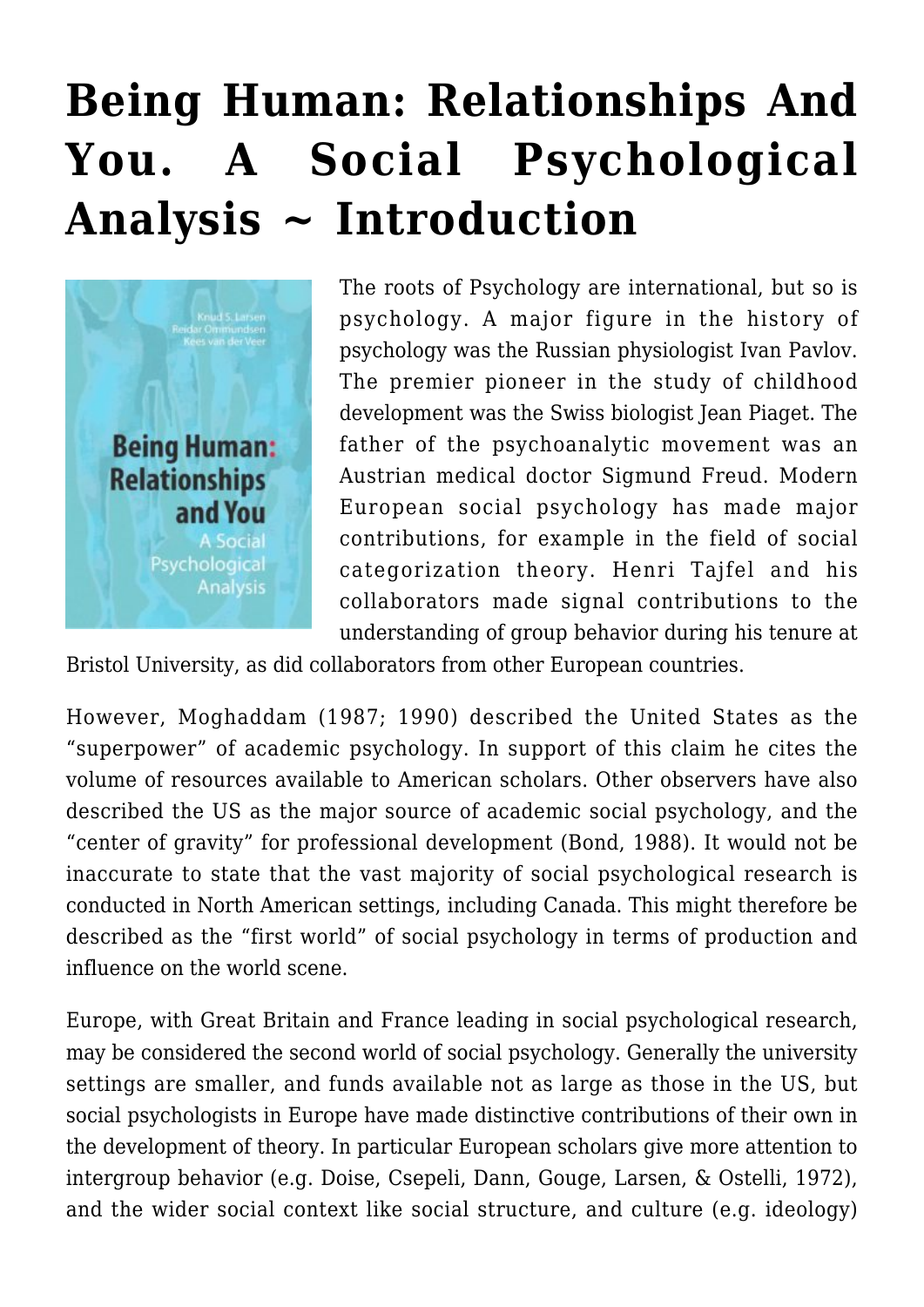# Being Human: Relationships And You. A Social Psychological Analysis ~ Introduction

The roots of Psychology are international, but so is psychology. A major figure in the history of psychology was the Russian physiologist Ivan Pavlov. The premier pioneer in the study of childhood development was the Swiss biologist Jean Piaget. The father of the psychoanalytic movement was an Austrian medical doctor Sigmund Freud. Modern European social psychology has made major contributions, for example in the field of social categorization theory. Henri Tajfel and his collaborators made signal contributions to the understanding of group behavior during his tenure at Bristol University, as did collaborators from other European countries.

However, Moghaddam (1987; 1990) described the United States as the "superpower" of academic psychology. In support of this claim he cites the volume of resources available to American scholars. Other observers have also described the US as the major source of academic social psychology, and the "center of gravity" for professional development (Bond, 1988). It would not be inaccurate to state that the vast majority of social psychological research is conducted in North American settings, including Canada. This might therefore be described as the "first world" of social psychology in terms of production and influence on the world scene.

Europe, with Great Britain and France leading in social psychological research, may be considered the second world of social psychology. Generally the university settings are smaller, and funds available not as large as those in the US, but social psychologists in Europe have made distinctive contributions of their own in the development of theory. In particular European scholars give more attention to intergroup behavior (e.g. Doise, Csepeli, Dann, Gouge, Larsen, & Ostelli, 1972), and the wider social context like social structure, and culture (e.g. ideology)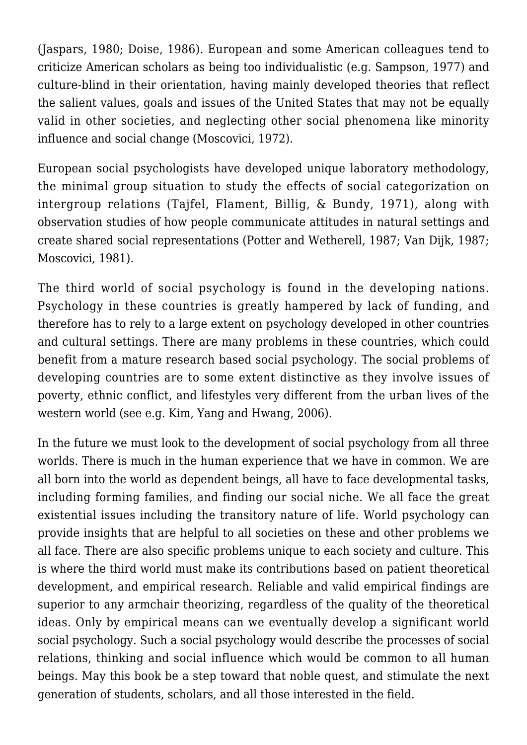(Jaspars, 1980; Doise, 1986). European and some American colleagues tend to criticize American scholars as being too individualistic (e.g. Sampson, 1977) and culture-blind in their orientation, having mainly developed theories that reflect the salient values, goals and issues of the United States that may not be equally valid in other societies, and neglecting other social phenomena like minority influence and social change (Moscovici, 1972).

European social psychologists have developed unique laboratory methodology, the minimal group situation to study the effects of social categorization on intergroup relations (Tajfel, Flament, Billig, & Bundy, 1971), along with observation studies of how people communicate attitudes in natural settings and create shared social representations (Potter and Wetherell, 1987; Van Dijk, 1987; Moscovici, 1981).

The third world of social psychology is found in the developing nations. Psychology in these countries is greatly hampered by lack of funding, and therefore has to rely to a large extent on psychology developed in other countries and cultural settings. There are many problems in these countries, which could benefit from a mature research based social psychology. The social problems of developing countries are to some extent distinctive as they involve issues of poverty, ethnic conflict, and lifestyles very different from the urban lives of the western world (see e.g. Kim, Yang and Hwang, 2006).

In the future we must look to the development of social psychology from all three worlds. There is much in the human experience that we have in common. We are all born into the world as dependent beings, all have to face developmental tasks, including forming families, and finding our social niche. We all face the great existential issues including the transitory nature of life. World psychology can provide insights that are helpful to all societies on these and other problems we all face. There are also specific problems unique to each society and culture. This is where the third world must make its contributions based on patient theoretical development, and empirical research. Reliable and valid empirical findings are superior to any armchair theorizing, regardless of the quality of the theoretical ideas. Only by empirical means can we eventually develop a significant world social psychology. Such a social psychology would describe the processes of social relations, thinking and social influence which would be common to all human beings. May this book be a step toward that noble quest, and stimulate the next generation of students, scholars, and all those interested in the field.